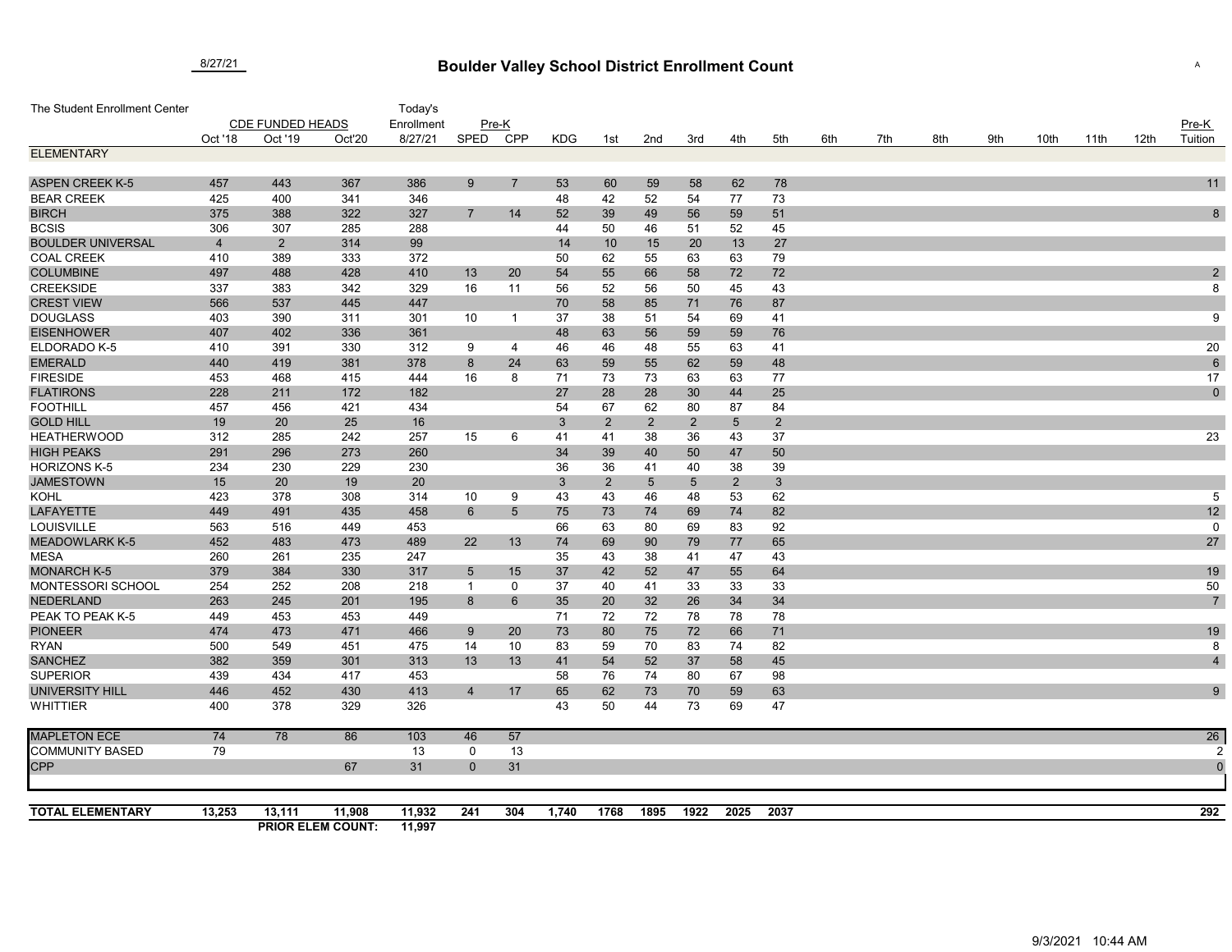8/27/21

# Boulder Valley School District Enrollment Count

| The Student Enrollment Center | CDE FUNDED HEADS | | | Today's Enrollment | Pre-K | | | | | | | | | | | | | | | | Pre-K |
|---|---|---|---|---|---|---|---|---|---|---|---|---|---|---|---|---|---|---|---|---|---|
| | Oct '18 | Oct '19 | Oct'20 | 8/27/21 | SPED | CPP | KDG | 1st | 2nd | 3rd | 4th | 5th | 6th | 7th | 8th | 9th | 10th | 11th | 12th | | Tuition |
| **ELEMENTARY** | | | | | | | | | | | | | | | | | | | | | |
| ASPEN CREEK K-5 | 457 | 443 | 367 | 386 | 9 | 7 | 53 | 60 | 59 | 58 | 62 | 78 | | | | | | | | | 11 |
| BEAR CREEK | 425 | 400 | 341 | 346 | | | 48 | 42 | 52 | 54 | 77 | 73 | | | | | | | | | |
| BIRCH | 375 | 388 | 322 | 327 | 7 | 14 | 52 | 39 | 49 | 56 | 59 | 51 | | | | | | | | | 8 |
| BCSIS | 306 | 307 | 285 | 288 | | | 44 | 50 | 46 | 51 | 52 | 45 | | | | | | | | | |
| BOULDER UNIVERSAL | 4 | 2 | 314 | 99 | | | 14 | 10 | 15 | 20 | 13 | 27 | | | | | | | | | |
| COAL CREEK | 410 | 389 | 333 | 372 | | | 50 | 62 | 55 | 63 | 63 | 79 | | | | | | | | | |
| COLUMBINE | 497 | 488 | 428 | 410 | 13 | 20 | 54 | 55 | 66 | 58 | 72 | 72 | | | | | | | | | 2 |
| CREEKSIDE | 337 | 383 | 342 | 329 | 16 | 11 | 56 | 52 | 56 | 50 | 45 | 43 | | | | | | | | | 8 |
| CREST VIEW | 566 | 537 | 445 | 447 | | | 70 | 58 | 85 | 71 | 76 | 87 | | | | | | | | | |
| DOUGLASS | 403 | 390 | 311 | 301 | 10 | 1 | 37 | 38 | 51 | 54 | 69 | 41 | | | | | | | | | 9 |
| EISENHOWER | 407 | 402 | 336 | 361 | | | 48 | 63 | 56 | 59 | 59 | 76 | | | | | | | | | |
| ELDORADO K-5 | 410 | 391 | 330 | 312 | 9 | 4 | 46 | 46 | 48 | 55 | 63 | 41 | | | | | | | | | 20 |
| EMERALD | 440 | 419 | 381 | 378 | 8 | 24 | 63 | 59 | 55 | 62 | 59 | 48 | | | | | | | | | 6 |
| FIRESIDE | 453 | 468 | 415 | 444 | 16 | 8 | 71 | 73 | 73 | 63 | 63 | 77 | | | | | | | | | 17 |
| FLATIRONS | 228 | 211 | 172 | 182 | | | 27 | 28 | 28 | 30 | 44 | 25 | | | | | | | | | 0 |
| FOOTHILL | 457 | 456 | 421 | 434 | | | 54 | 67 | 62 | 80 | 87 | 84 | | | | | | | | | |
| GOLD HILL | 19 | 20 | 25 | 16 | | | 3 | 2 | 2 | 2 | 5 | 2 | | | | | | | | | |
| HEATHERWOOD | 312 | 285 | 242 | 257 | 15 | 6 | 41 | 41 | 38 | 36 | 43 | 37 | | | | | | | | | 23 |
| HIGH PEAKS | 291 | 296 | 273 | 260 | | | 34 | 39 | 40 | 50 | 47 | 50 | | | | | | | | | |
| HORIZONS K-5 | 234 | 230 | 229 | 230 | | | 36 | 36 | 41 | 40 | 38 | 39 | | | | | | | | | |
| JAMESTOWN | 15 | 20 | 19 | 20 | | | 3 | 2 | 5 | 5 | 2 | 3 | | | | | | | | | |
| KOHL | 423 | 378 | 308 | 314 | 10 | 9 | 43 | 43 | 46 | 48 | 53 | 62 | | | | | | | | | 5 |
| LAFAYETTE | 449 | 491 | 435 | 458 | 6 | 5 | 75 | 73 | 74 | 69 | 74 | 82 | | | | | | | | | 12 |
| LOUISVILLE | 563 | 516 | 449 | 453 | | | 66 | 63 | 80 | 69 | 83 | 92 | | | | | | | | | 0 |
| MEADOWLARK K-5 | 452 | 483 | 473 | 489 | 22 | 13 | 74 | 69 | 90 | 79 | 77 | 65 | | | | | | | | | 27 |
| MESA | 260 | 261 | 235 | 247 | | | 35 | 43 | 38 | 41 | 47 | 43 | | | | | | | | | |
| MONARCH K-5 | 379 | 384 | 330 | 317 | 5 | 15 | 37 | 42 | 52 | 47 | 55 | 64 | | | | | | | | | 19 |
| MONTESSORI SCHOOL | 254 | 252 | 208 | 218 | 1 | 0 | 37 | 40 | 41 | 33 | 33 | 33 | | | | | | | | | 50 |
| NEDERLAND | 263 | 245 | 201 | 195 | 8 | 6 | 35 | 20 | 32 | 26 | 34 | 34 | | | | | | | | | 7 |
| PEAK TO PEAK K-5 | 449 | 453 | 453 | 449 | | | 71 | 72 | 72 | 78 | 78 | 78 | | | | | | | | | |
| PIONEER | 474 | 473 | 471 | 466 | 9 | 20 | 73 | 80 | 75 | 72 | 66 | 71 | | | | | | | | | 19 |
| RYAN | 500 | 549 | 451 | 475 | 14 | 10 | 83 | 59 | 70 | 83 | 74 | 82 | | | | | | | | | 8 |
| SANCHEZ | 382 | 359 | 301 | 313 | 13 | 13 | 41 | 54 | 52 | 37 | 58 | 45 | | | | | | | | | 4 |
| SUPERIOR | 439 | 434 | 417 | 453 | | | 58 | 76 | 74 | 80 | 67 | 98 | | | | | | | | | |
| UNIVERSITY HILL | 446 | 452 | 430 | 413 | 4 | 17 | 65 | 62 | 73 | 70 | 59 | 63 | | | | | | | | | 9 |
| WHITTIER | 400 | 378 | 329 | 326 | | | 43 | 50 | 44 | 73 | 69 | 47 | | | | | | | | | |
| MAPLETON ECE | 74 | 78 | 86 | 103 | 46 | 57 | | | | | | | | | | | | | | | 26 |
| COMMUNITY BASED | 79 | | | 13 | 0 | 13 | | | | | | | | | | | | | | | 2 |
| CPP | | | 67 | 31 | 0 | 31 | | | | | | | | | | | | | | | 0 |
| **TOTAL ELEMENTARY** | **13,253** | **13,111** | **11,908** | **11,932** | **241** | **304** | **1,740** | **1768** | **1895** | **1922** | **2025** | **2037** | | | | | | | | | **292** |
| | | **PRIOR ELEM COUNT:** | | **11,997** | | | | | | | | | | | | | | | | | |

9/3/2021 10:44 AM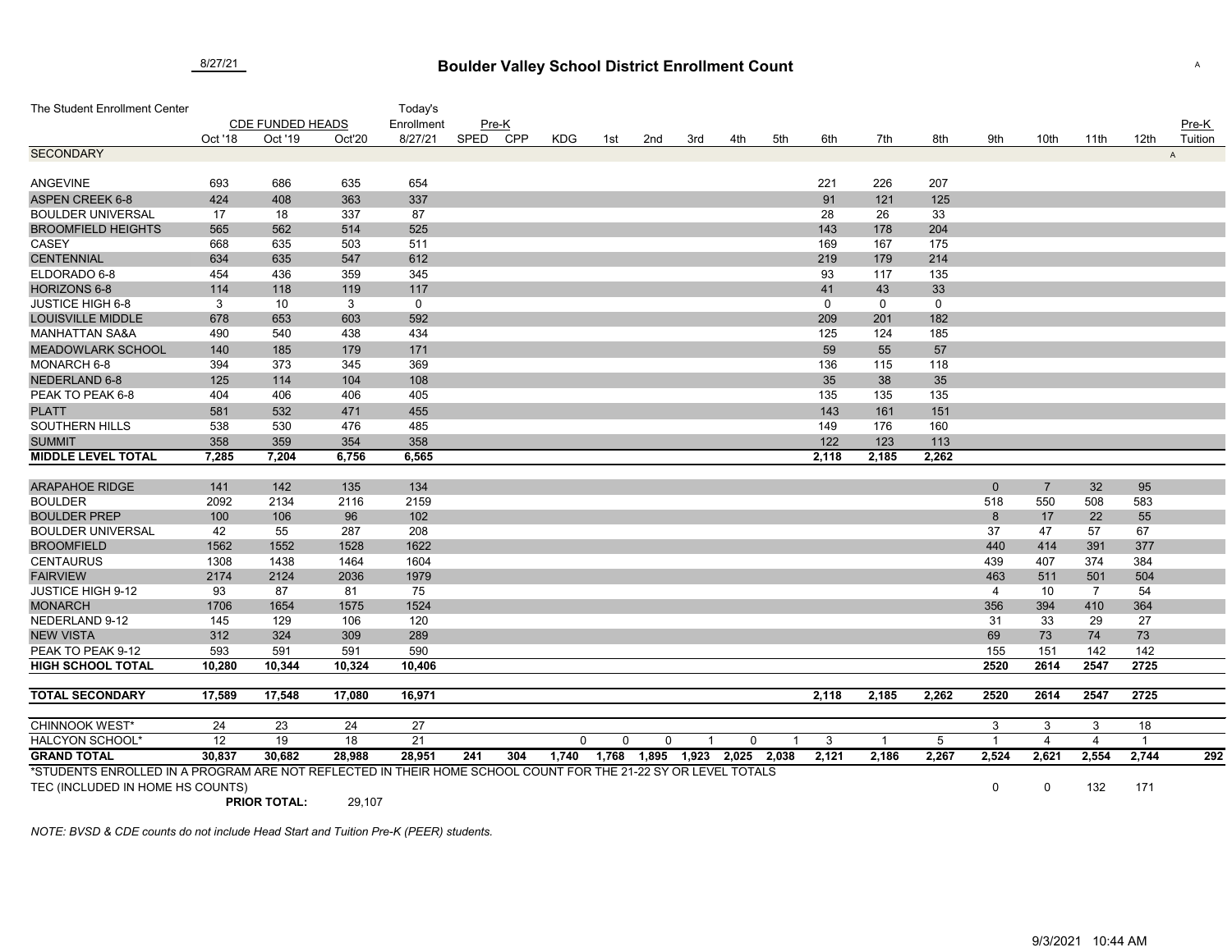8/27/21

# Boulder Valley School District Enrollment Count

The Student Enrollment Center

| | CDE FUNDED HEADS | | | Today's Enrollment | Pre-K | | | | | | | | | | | | | | | Pre-K |
|---|---|---|---|---|---|---|---|---|---|---|---|---|---|---|---|---|---|---|---|---|
| | Oct '18 | Oct '19 | Oct'20 | 8/27/21 | SPED | CPP | KDG | 1st | 2nd | 3rd | 4th | 5th | 6th | 7th | 8th | 9th | 10th | 11th | 12th | Tuition |
| **SECONDARY** | | | | | | | | | | | | | | | | | | | | |
| ANGEVINE | 693 | 686 | 635 | 654 | | | | | | | | | 221 | 226 | 207 | | | | | |
| ASPEN CREEK 6-8 | 424 | 408 | 363 | 337 | | | | | | | | | 91 | 121 | 125 | | | | | |
| BOULDER UNIVERSAL | 17 | 18 | 337 | 87 | | | | | | | | | 28 | 26 | 33 | | | | | |
| BROOMFIELD HEIGHTS | 565 | 562 | 514 | 525 | | | | | | | | | 143 | 178 | 204 | | | | | |
| CASEY | 668 | 635 | 503 | 511 | | | | | | | | | 169 | 167 | 175 | | | | | |
| CENTENNIAL | 634 | 635 | 547 | 612 | | | | | | | | | 219 | 179 | 214 | | | | | |
| ELDORADO 6-8 | 454 | 436 | 359 | 345 | | | | | | | | | 93 | 117 | 135 | | | | | |
| HORIZONS 6-8 | 114 | 118 | 119 | 117 | | | | | | | | | 41 | 43 | 33 | | | | | |
| JUSTICE HIGH 6-8 | 3 | 10 | 3 | 0 | | | | | | | | | 0 | 0 | 0 | | | | | |
| LOUISVILLE MIDDLE | 678 | 653 | 603 | 592 | | | | | | | | | 209 | 201 | 182 | | | | | |
| MANHATTAN SA&A | 490 | 540 | 438 | 434 | | | | | | | | | 125 | 124 | 185 | | | | | |
| MEADOWLARK SCHOOL | 140 | 185 | 179 | 171 | | | | | | | | | 59 | 55 | 57 | | | | | |
| MONARCH 6-8 | 394 | 373 | 345 | 369 | | | | | | | | | 136 | 115 | 118 | | | | | |
| NEDERLAND 6-8 | 125 | 114 | 104 | 108 | | | | | | | | | 35 | 38 | 35 | | | | | |
| PEAK TO PEAK 6-8 | 404 | 406 | 406 | 405 | | | | | | | | | 135 | 135 | 135 | | | | | |
| PLATT | 581 | 532 | 471 | 455 | | | | | | | | | 143 | 161 | 151 | | | | | |
| SOUTHERN HILLS | 538 | 530 | 476 | 485 | | | | | | | | | 149 | 176 | 160 | | | | | |
| SUMMIT | 358 | 359 | 354 | 358 | | | | | | | | | 122 | 123 | 113 | | | | | |
| **MIDDLE LEVEL TOTAL** | **7,285** | **7,204** | **6,756** | **6,565** | | | | | | | | | **2,118** | **2,185** | **2,262** | | | | | |
| ARAPAHOE RIDGE | 141 | 142 | 135 | 134 | | | | | | | | | | | | 0 | 7 | 32 | 95 | |
| BOULDER | 2092 | 2134 | 2116 | 2159 | | | | | | | | | | | | 518 | 550 | 508 | 583 | |
| BOULDER PREP | 100 | 106 | 96 | 102 | | | | | | | | | | | | 8 | 17 | 22 | 55 | |
| BOULDER UNIVERSAL | 42 | 55 | 287 | 208 | | | | | | | | | | | | 37 | 47 | 57 | 67 | |
| BROOMFIELD | 1562 | 1552 | 1528 | 1622 | | | | | | | | | | | | 440 | 414 | 391 | 377 | |
| CENTAURUS | 1308 | 1438 | 1464 | 1604 | | | | | | | | | | | | 439 | 407 | 374 | 384 | |
| FAIRVIEW | 2174 | 2124 | 2036 | 1979 | | | | | | | | | | | | 463 | 511 | 501 | 504 | |
| JUSTICE HIGH 9-12 | 93 | 87 | 81 | 75 | | | | | | | | | | | | 4 | 10 | 7 | 54 | |
| MONARCH | 1706 | 1654 | 1575 | 1524 | | | | | | | | | | | | 356 | 394 | 410 | 364 | |
| NEDERLAND 9-12 | 145 | 129 | 106 | 120 | | | | | | | | | | | | 31 | 33 | 29 | 27 | |
| NEW VISTA | 312 | 324 | 309 | 289 | | | | | | | | | | | | 69 | 73 | 74 | 73 | |
| PEAK TO PEAK 9-12 | 593 | 591 | 591 | 590 | | | | | | | | | | | | 155 | 151 | 142 | 142 | |
| **HIGH SCHOOL TOTAL** | **10,280** | **10,344** | **10,324** | **10,406** | | | | | | | | | | | | **2520** | **2614** | **2547** | **2725** | |
| **TOTAL SECONDARY** | **17,589** | **17,548** | **17,080** | **16,971** | | | | | | | | | **2,118** | **2,185** | **2,262** | **2520** | **2614** | **2547** | **2725** | |
| CHINNOOK WEST* | 24 | 23 | 24 | 27 | | | | | | | | | | | | 3 | 3 | 3 | 18 | |
| HALCYON SCHOOL* | 12 | 19 | 18 | 21 | | | 0 | 0 | 0 | 1 | 0 | 1 | 3 | 1 | 5 | 1 | 4 | 4 | 1 | |
| **GRAND TOTAL** | **30,837** | **30,682** | **28,988** | **28,951** | **241** | **304** | **1,740** | **1,768** | **1,895** | **1,923** | **2,025** | **2,038** | **2,121** | **2,186** | **2,267** | **2,524** | **2,621** | **2,554** | **2,744** | **292** |
| *STUDENTS ENROLLED IN A PROGRAM ARE NOT REFLECTED IN THEIR HOME SCHOOL COUNT FOR THE 21-22 SY OR LEVEL TOTALS | | | | | | | | | | | | | | | | | | | | |
| TEC (INCLUDED IN HOME HS COUNTS) | | | | | | | | | | | | | | | | 0 | 0 | 132 | 171 | |
| | | **PRIOR TOTAL:** | 29,107 | | | | | | | | | | | | | | | | | |

*NOTE: BVSD & CDE counts do not include Head Start and Tuition Pre-K (PEER) students.*

9/3/2021 10:44 AM